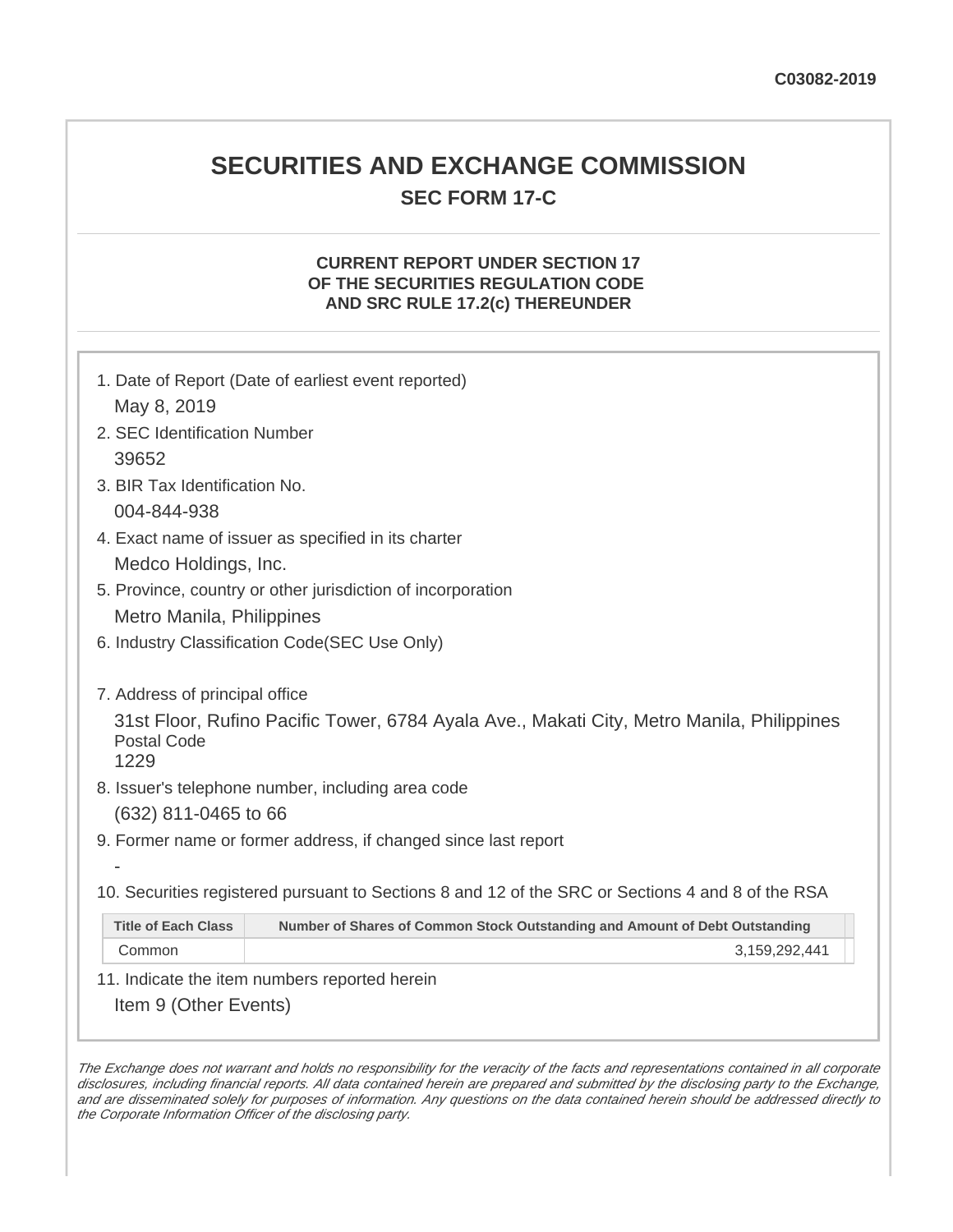C03082-2019

# SECURITIES AND EXCHANGE COMMISSION

## SEC FORM 17-C

### CURRENT REPORT UNDER SECTION 17 OF THE SECURITIES REGULATION CODE AND SRC RULE 17.2(c) THEREUNDER

1. Date of Report (Date of earliest event reported)

   May 8, 2019

2. SEC Identification Number

   39652

3. BIR Tax Identification No.

   004-844-938

4. Exact name of issuer as specified in its charter

   Medco Holdings, Inc.

5. Province, country or other jurisdiction of incorporation

   Metro Manila, Philippines

6. Industry Classification Code(SEC Use Only)

7. Address of principal office

   31st Floor, Rufino Pacific Tower, 6784 Ayala Ave., Makati City, Metro Manila, Philippines
   Postal Code
   1229

8. Issuer's telephone number, including area code

   (632) 811-0465 to 66

9. Former name or former address, if changed since last report

   -

10. Securities registered pursuant to Sections 8 and 12 of the SRC or Sections 4 and 8 of the RSA

| Title of Each Class | Number of Shares of Common Stock Outstanding and Amount of Debt Outstanding |
|---|---|
| Common | 3,159,292,441 |

11. Indicate the item numbers reported herein

    Item 9 (Other Events)

*The Exchange does not warrant and holds no responsibility for the veracity of the facts and representations contained in all corporate disclosures, including financial reports. All data contained herein are prepared and submitted by the disclosing party to the Exchange, and are disseminated solely for purposes of information. Any questions on the data contained herein should be addressed directly to the Corporate Information Officer of the disclosing party.*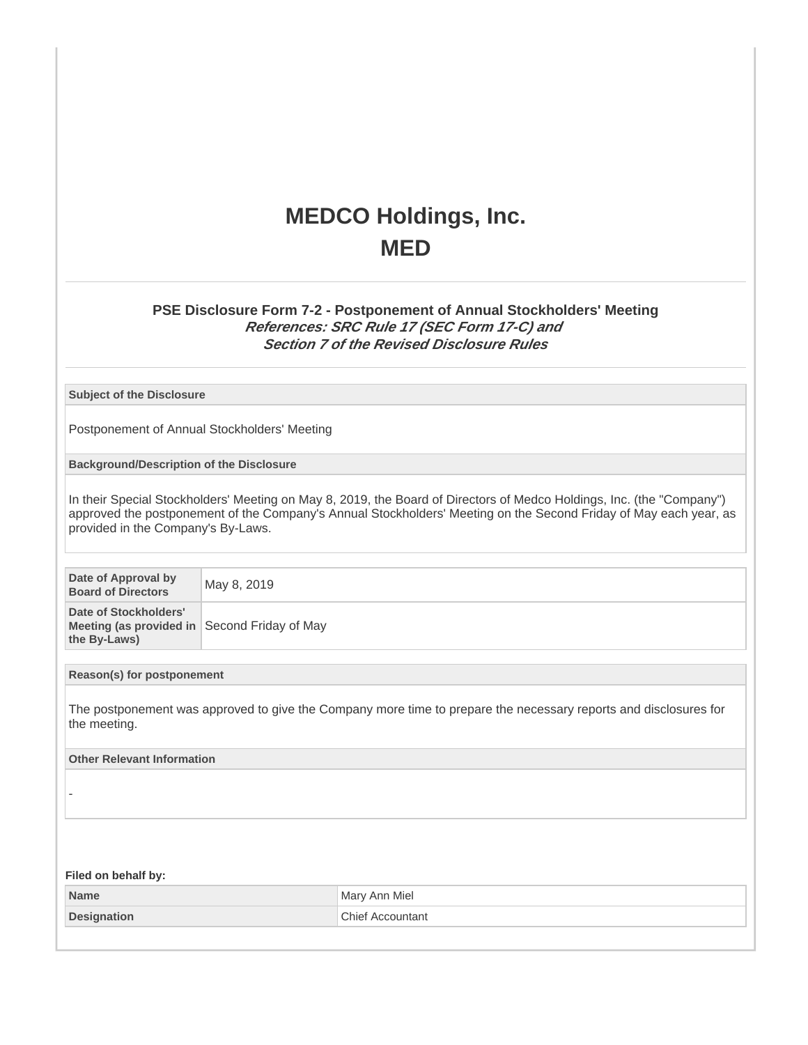# MEDCO Holdings, Inc.
# MED

### PSE Disclosure Form 7-2 - Postponement of Annual Stockholders' Meeting
***References: SRC Rule 17 (SEC Form 17-C) and***
***Section 7 of the Revised Disclosure Rules***

**Subject of the Disclosure**

Postponement of Annual Stockholders' Meeting

**Background/Description of the Disclosure**

In their Special Stockholders' Meeting on May 8, 2019, the Board of Directors of Medco Holdings, Inc. (the "Company") approved the postponement of the Company's Annual Stockholders' Meeting on the Second Friday of May each year, as provided in the Company's By-Laws.

| | |
|---|---|
| **Date of Approval by Board of Directors** | May 8, 2019 |
| **Date of Stockholders' Meeting (as provided in the By-Laws)** | Second Friday of May |

**Reason(s) for postponement**

The postponement was approved to give the Company more time to prepare the necessary reports and disclosures for the meeting.

**Other Relevant Information**

-

**Filed on behalf by:**

| | |
|---|---|
| **Name** | Mary Ann Miel |
| **Designation** | Chief Accountant |